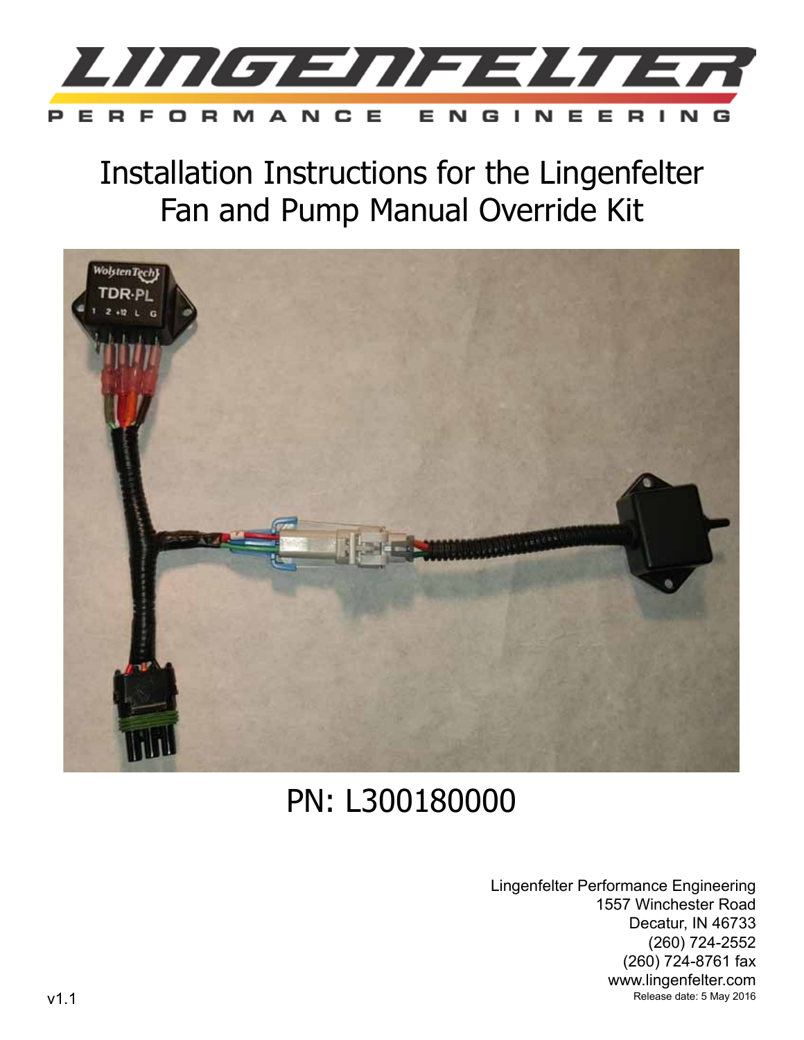# LINGENFELTER

PERFORMANCE ENGINEERING

# Installation Instructions for the Lingenfelter Fan and Pump Manual Override Kit

## PN: L300180000

Lingenfelter Performance Engineering
1557 Winchester Road
Decatur, IN 46733
(260) 724-2552
(260) 724-8761 fax
www.lingenfelter.com
Release date: 5 May 2016

v1.1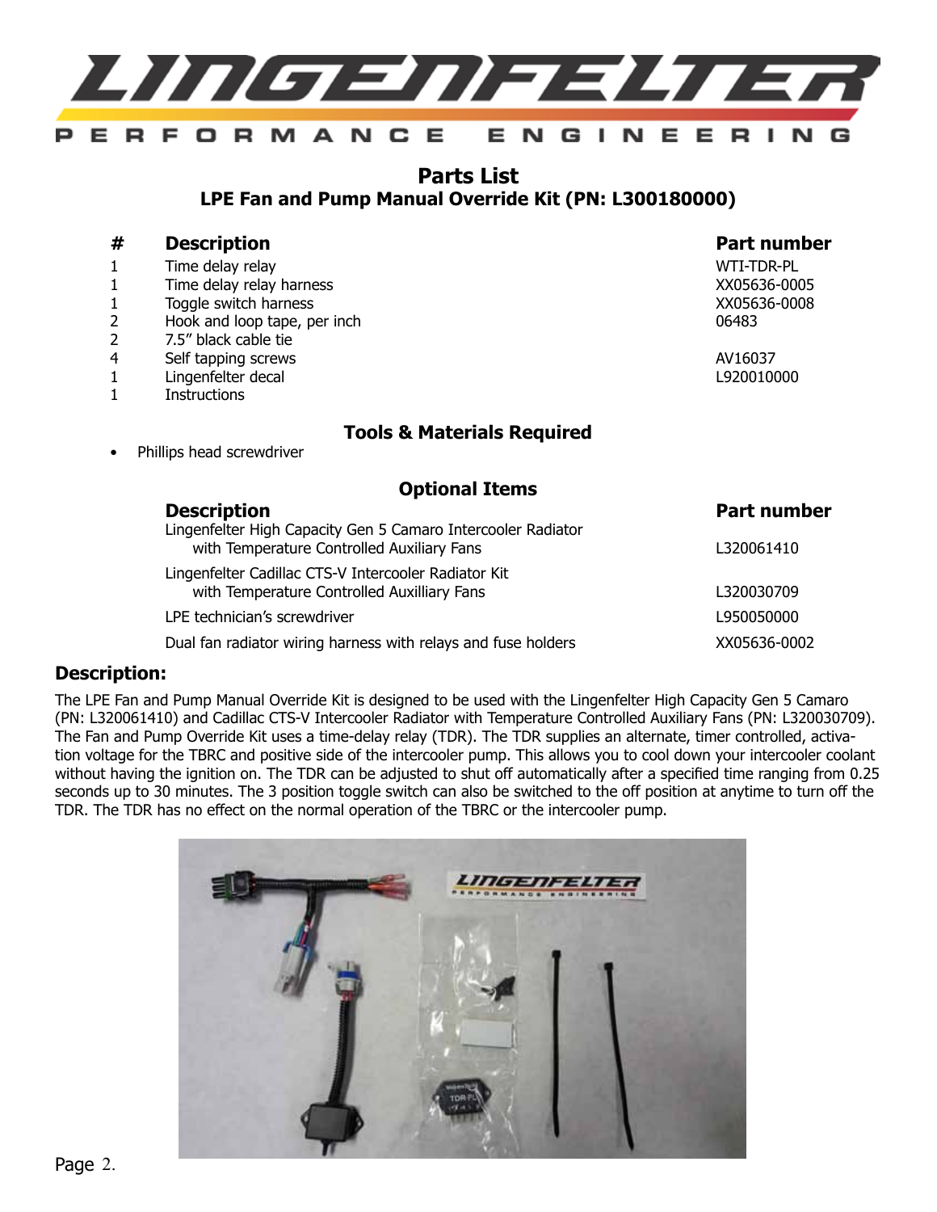## Parts List

### LPE Fan and Pump Manual Override Kit (PN: L300180000)

| # | Description | Part number |
|---|---|---|
| 1 | Time delay relay | WTI-TDR-PL |
| 1 | Time delay relay harness | XX05636-0005 |
| 1 | Toggle switch harness | XX05636-0008 |
| 2 | Hook and loop tape, per inch | 06483 |
| 2 | 7.5" black cable tie | |
| 4 | Self tapping screws | AV16037 |
| 1 | Lingenfelter decal | L920010000 |
| 1 | Instructions | |

### Tools & Materials Required

- Phillips head screwdriver

### Optional Items

| Description | Part number |
|---|---|
| Lingenfelter High Capacity Gen 5 Camaro Intercooler Radiator with Temperature Controlled Auxiliary Fans | L320061410 |
| Lingenfelter Cadillac CTS-V Intercooler Radiator Kit with Temperature Controlled Auxilliary Fans | L320030709 |
| LPE technician's screwdriver | L950050000 |
| Dual fan radiator wiring harness with relays and fuse holders | XX05636-0002 |

## Description:

The LPE Fan and Pump Manual Override Kit is designed to be used with the Lingenfelter High Capacity Gen 5 Camaro (PN: L320061410) and Cadillac CTS-V Intercooler Radiator with Temperature Controlled Auxiliary Fans (PN: L320030709). The Fan and Pump Override Kit uses a time-delay relay (TDR). The TDR supplies an alternate, timer controlled, activation voltage for the TBRC and positive side of the intercooler pump. This allows you to cool down your intercooler coolant without having the ignition on. The TDR can be adjusted to shut off automatically after a specified time ranging from 0.25 seconds up to 30 minutes. The 3 position toggle switch can also be switched to the off position at anytime to turn off the TDR. The TDR has no effect on the normal operation of the TBRC or the intercooler pump.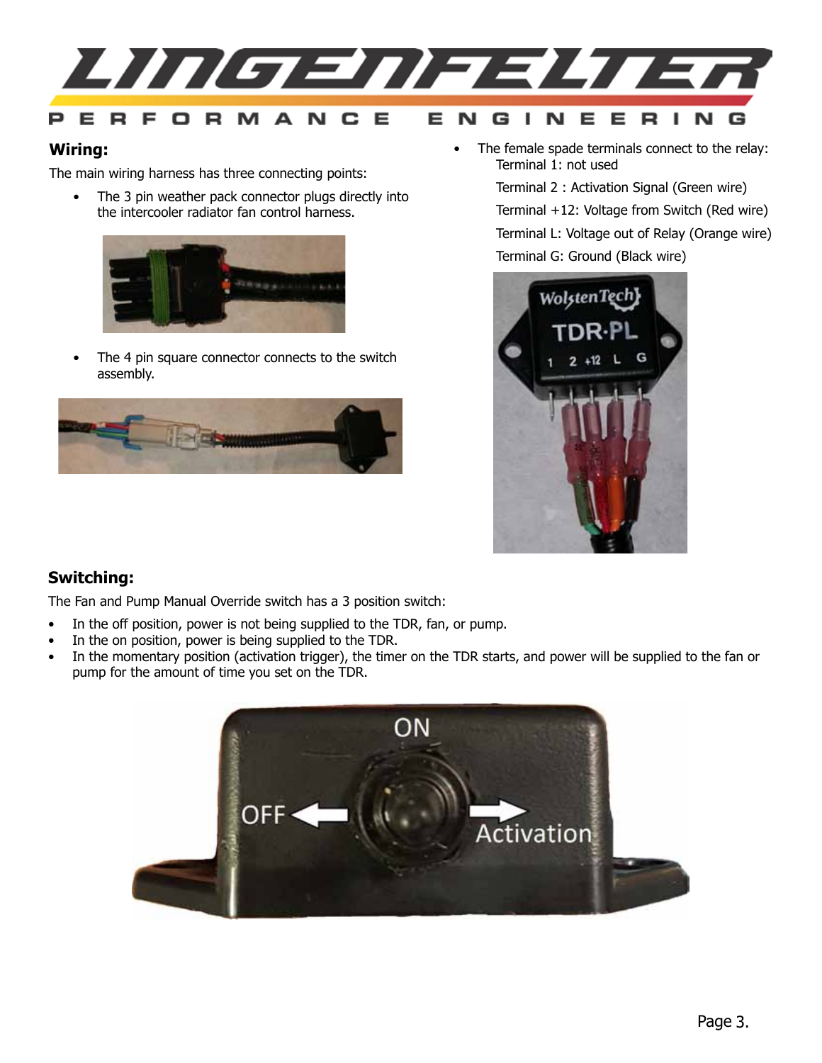## Wiring:

The main wiring harness has three connecting points:

- The 3 pin weather pack connector plugs directly into the intercooler radiator fan control harness.
- The 4 pin square connector connects to the switch assembly.
- The female spade terminals connect to the relay:
  - Terminal 1: not used
  - Terminal 2 : Activation Signal (Green wire)
  - Terminal +12: Voltage from Switch (Red wire)
  - Terminal L: Voltage out of Relay (Orange wire)
  - Terminal G: Ground (Black wire)

## Switching:

The Fan and Pump Manual Override switch has a 3 position switch:

- In the off position, power is not being supplied to the TDR, fan, or pump.
- In the on position, power is being supplied to the TDR.
- In the momentary position (activation trigger), the timer on the TDR starts, and power will be supplied to the fan or pump for the amount of time you set on the TDR.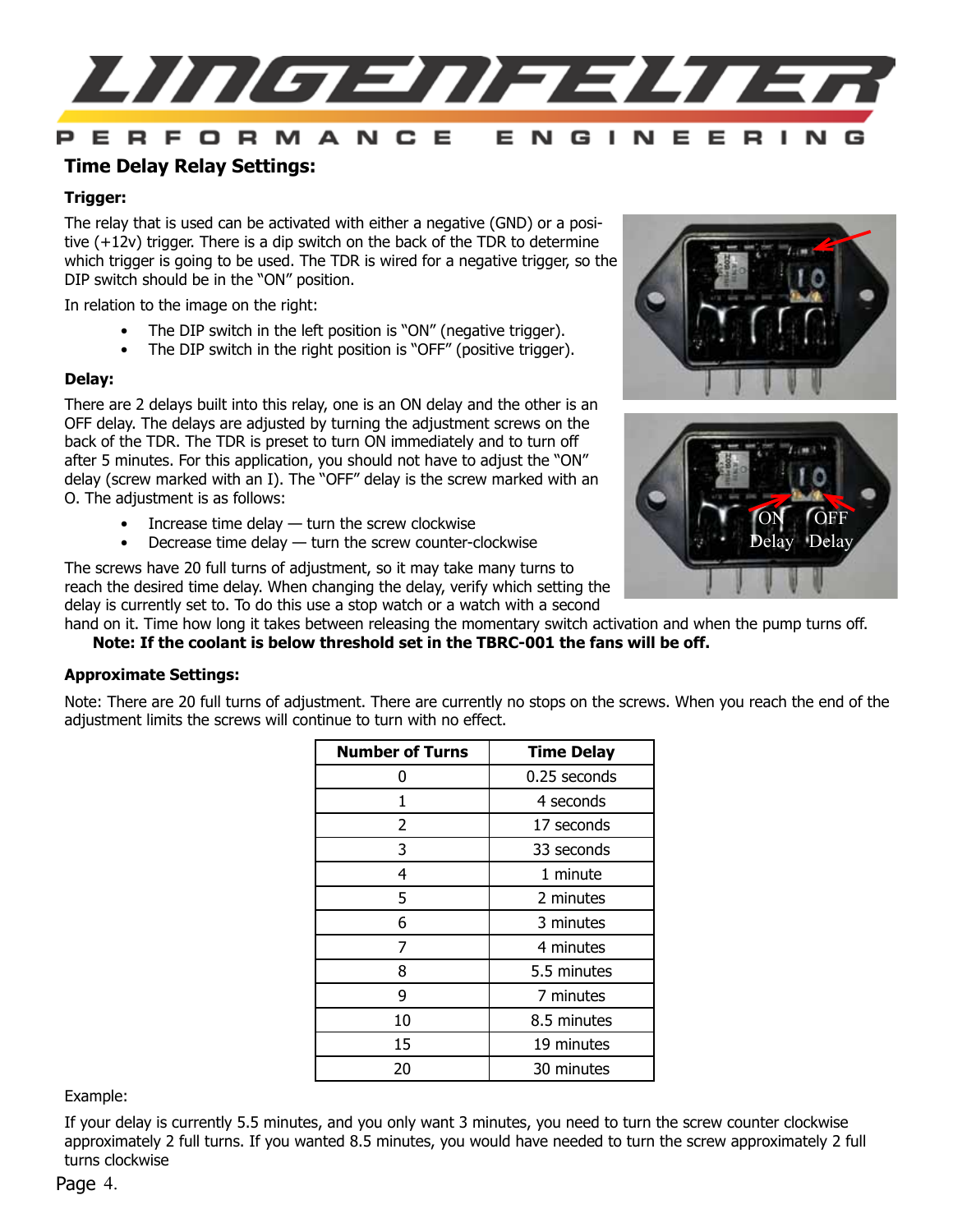## Time Delay Relay Settings:

### Trigger:

The relay that is used can be activated with either a negative (GND) or a positive (+12v) trigger. There is a dip switch on the back of the TDR to determine which trigger is going to be used. The TDR is wired for a negative trigger, so the DIP switch should be in the "ON" position.

In relation to the image on the right:

- The DIP switch in the left position is "ON" (negative trigger).
- The DIP switch in the right position is "OFF" (positive trigger).

### Delay:

There are 2 delays built into this relay, one is an ON delay and the other is an OFF delay. The delays are adjusted by turning the adjustment screws on the back of the TDR. The TDR is preset to turn ON immediately and to turn off after 5 minutes. For this application, you should not have to adjust the "ON" delay (screw marked with an I). The "OFF" delay is the screw marked with an O. The adjustment is as follows:

- Increase time delay — turn the screw clockwise
- Decrease time delay — turn the screw counter-clockwise

The screws have 20 full turns of adjustment, so it may take many turns to reach the desired time delay. When changing the delay, verify which setting the delay is currently set to. To do this use a stop watch or a watch with a second hand on it. Time how long it takes between releasing the momentary switch activation and when the pump turns off.

**Note: If the coolant is below threshold set in the TBRC-001 the fans will be off.**

### Approximate Settings:

Note: There are 20 full turns of adjustment. There are currently no stops on the screws. When you reach the end of the adjustment limits the screws will continue to turn with no effect.

| Number of Turns | Time Delay |
|---|---|
| 0 | 0.25 seconds |
| 1 | 4 seconds |
| 2 | 17 seconds |
| 3 | 33 seconds |
| 4 | 1 minute |
| 5 | 2 minutes |
| 6 | 3 minutes |
| 7 | 4 minutes |
| 8 | 5.5 minutes |
| 9 | 7 minutes |
| 10 | 8.5 minutes |
| 15 | 19 minutes |
| 20 | 30 minutes |

Example:

If your delay is currently 5.5 minutes, and you only want 3 minutes, you need to turn the screw counter clockwise approximately 2 full turns. If you wanted 8.5 minutes, you would have needed to turn the screw approximately 2 full turns clockwise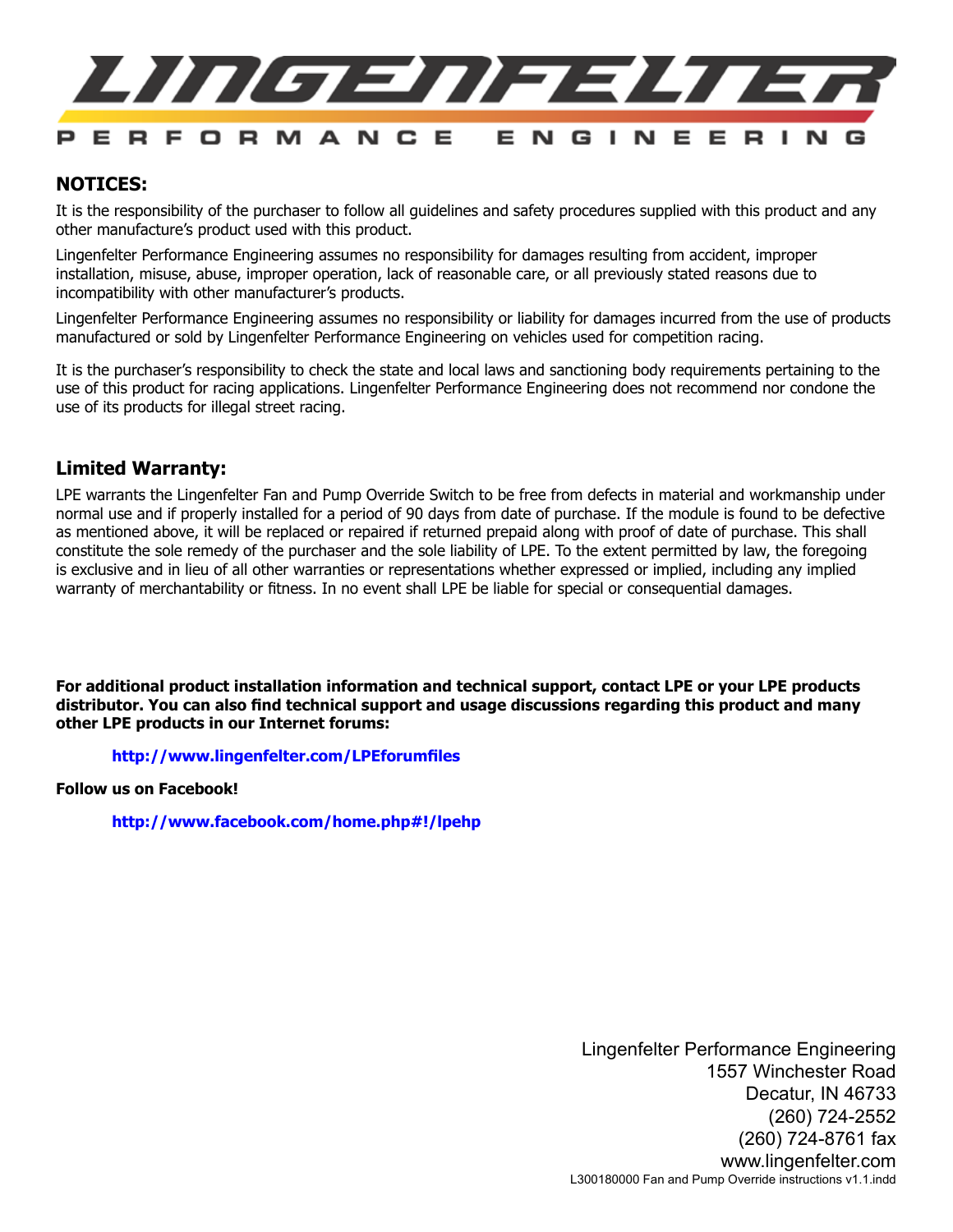LINGENFELTER

PERFORMANCE ENGINEERING

## NOTICES:

It is the responsibility of the purchaser to follow all guidelines and safety procedures supplied with this product and any other manufacture's product used with this product.

Lingenfelter Performance Engineering assumes no responsibility for damages resulting from accident, improper installation, misuse, abuse, improper operation, lack of reasonable care, or all previously stated reasons due to incompatibility with other manufacturer's products.

Lingenfelter Performance Engineering assumes no responsibility or liability for damages incurred from the use of products manufactured or sold by Lingenfelter Performance Engineering on vehicles used for competition racing.

It is the purchaser's responsibility to check the state and local laws and sanctioning body requirements pertaining to the use of this product for racing applications. Lingenfelter Performance Engineering does not recommend nor condone the use of its products for illegal street racing.

## Limited Warranty:

LPE warrants the Lingenfelter Fan and Pump Override Switch to be free from defects in material and workmanship under normal use and if properly installed for a period of 90 days from date of purchase. If the module is found to be defective as mentioned above, it will be replaced or repaired if returned prepaid along with proof of date of purchase. This shall constitute the sole remedy of the purchaser and the sole liability of LPE. To the extent permitted by law, the foregoing is exclusive and in lieu of all other warranties or representations whether expressed or implied, including any implied warranty of merchantability or fitness. In no event shall LPE be liable for special or consequential damages.

**For additional product installation information and technical support, contact LPE or your LPE products distributor. You can also find technical support and usage discussions regarding this product and many other LPE products in our Internet forums:**

**http://www.lingenfelter.com/LPEforumfiles**

**Follow us on Facebook!**

**http://www.facebook.com/home.php#!/lpehp**

Lingenfelter Performance Engineering
1557 Winchester Road
Decatur, IN 46733
(260) 724-2552
(260) 724-8761 fax
www.lingenfelter.com

L300180000 Fan and Pump Override instructions v1.1.indd